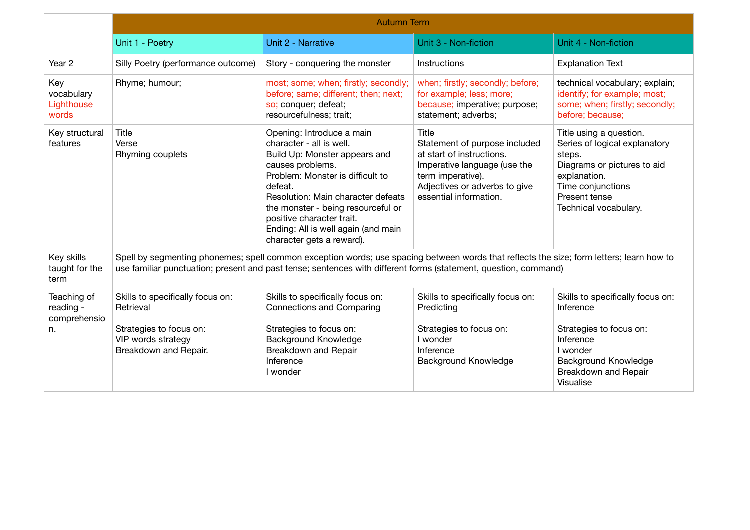| | Autumn Term | | | |
|---|---|---|---|---|
| | Unit 1 - Poetry | Unit 2 - Narrative | Unit 3 - Non-fiction | Unit 4 - Non-fiction |
| Year 2 | Silly Poetry (performance outcome) | Story - conquering the monster | Instructions | Explanation Text |
| Key vocabulary Lighthouse words | Rhyme; humour; | most; some; when; firstly; secondly; before; same; different; then; next; so; conquer; defeat; resourcefulness; trait; | when; firstly; secondly; before; for example; less; more; because; imperative; purpose; statement; adverbs; | technical vocabulary; explain; identify; for example; most; some; when; firstly; secondly; before; because; |
| Key structural features | Title<br>Verse<br>Rhyming couplets | Opening: Introduce a main character - all is well.<br>Build Up: Monster appears and causes problems.<br>Problem: Monster is difficult to defeat.<br>Resolution: Main character defeats the monster - being resourceful or positive character trait.<br>Ending: All is well again (and main character gets a reward). | Title<br>Statement of purpose included at start of instructions.<br>Imperative language (use the term imperative).<br>Adjectives or adverbs to give essential information. | Title using a question.<br>Series of logical explanatory steps.<br>Diagrams or pictures to aid explanation.<br>Time conjunctions<br>Present tense<br>Technical vocabulary. |
| Key skills taught for the term | Spell by segmenting phonemes; spell common exception words; use spacing between words that reflects the size; form letters; learn how to use familiar punctuation; present and past tense; sentences with different forms (statement, question, command) | | | |
| Teaching of reading - comprehension. | Skills to specifically focus on:<br>Retrieval<br><br>Strategies to focus on:<br>VIP words strategy<br>Breakdown and Repair. | Skills to specifically focus on:<br>Connections and Comparing<br><br>Strategies to focus on:<br>Background Knowledge<br>Breakdown and Repair<br>Inference<br>I wonder | Skills to specifically focus on:<br>Predicting<br><br>Strategies to focus on:<br>I wonder<br>Inference<br>Background Knowledge | Skills to specifically focus on:<br>Inference<br><br>Strategies to focus on:<br>Inference<br>I wonder<br>Background Knowledge<br>Breakdown and Repair<br>Visualise |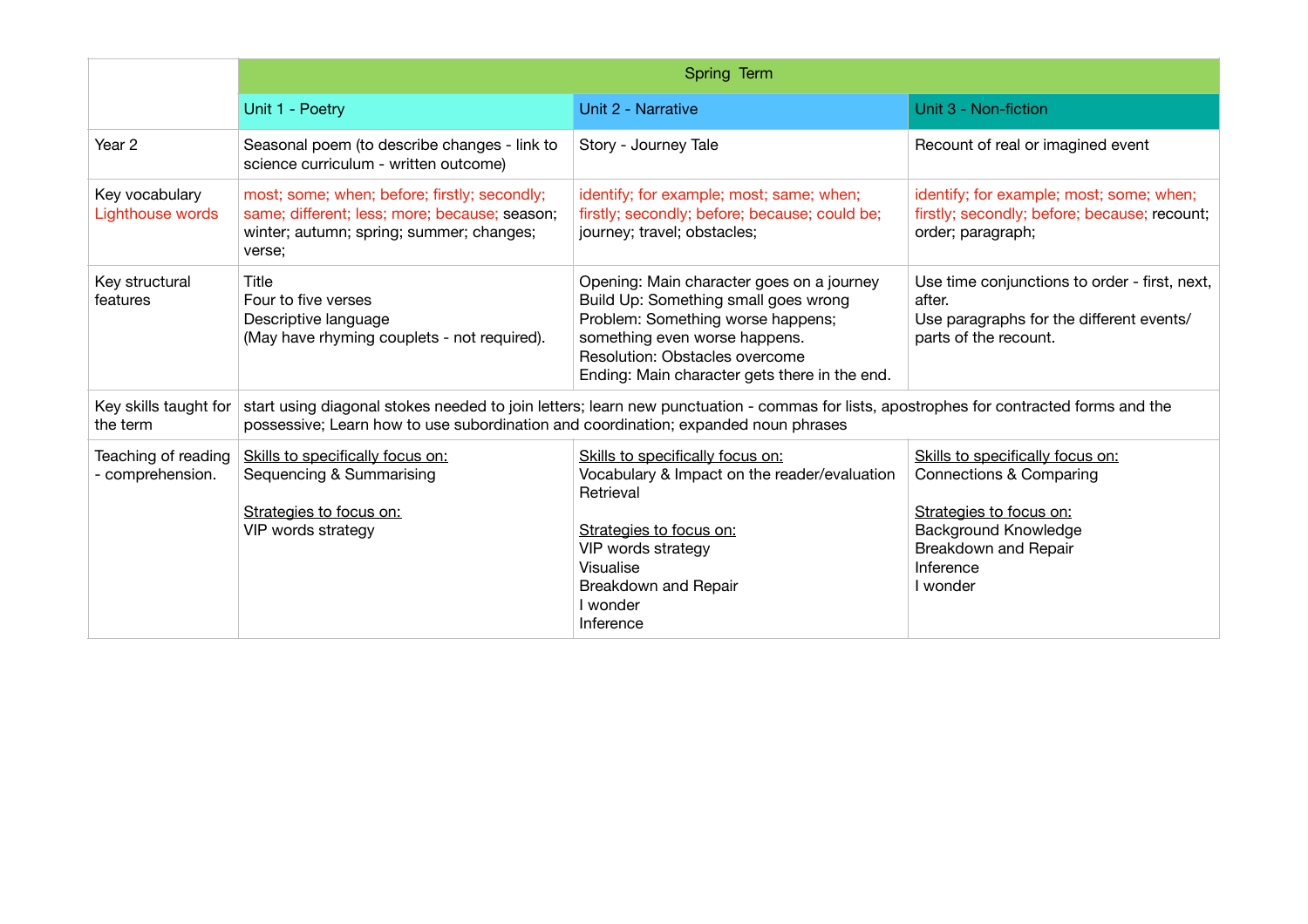| | Spring Term | | |
|---|---|---|---|
| | Unit 1 - Poetry | Unit 2 - Narrative | Unit 3 - Non-fiction |
| Year 2 | Seasonal poem (to describe changes - link to science curriculum - written outcome) | Story - Journey Tale | Recount of real or imagined event |
| Key vocabulary<br>Lighthouse words | most; some; when; before; firstly; secondly; same; different; less; more; because; season; winter; autumn; spring; summer; changes; verse; | identify; for example; most; same; when; firstly; secondly; before; because; could be; journey; travel; obstacles; | identify; for example; most; some; when; firstly; secondly; before; because; recount; order; paragraph; |
| Key structural features | Title<br>Four to five verses<br>Descriptive language<br>(May have rhyming couplets - not required). | Opening: Main character goes on a journey<br>Build Up: Something small goes wrong<br>Problem: Something worse happens; something even worse happens.<br>Resolution: Obstacles overcome<br>Ending: Main character gets there in the end. | Use time conjunctions to order - first, next, after.<br>Use paragraphs for the different events/ parts of the recount. |
| Key skills taught for the term | start using diagonal stokes needed to join letters; learn new punctuation - commas for lists, apostrophes for contracted forms and the possessive; Learn how to use subordination and coordination; expanded noun phrases | | |
| Teaching of reading - comprehension. | Skills to specifically focus on:<br>Sequencing & Summarising<br><br>Strategies to focus on:<br>VIP words strategy | Skills to specifically focus on:<br>Vocabulary & Impact on the reader/evaluation<br>Retrieval<br><br>Strategies to focus on:<br>VIP words strategy<br>Visualise<br>Breakdown and Repair<br>I wonder<br>Inference | Skills to specifically focus on:<br>Connections & Comparing<br><br>Strategies to focus on:<br>Background Knowledge<br>Breakdown and Repair<br>Inference<br>I wonder |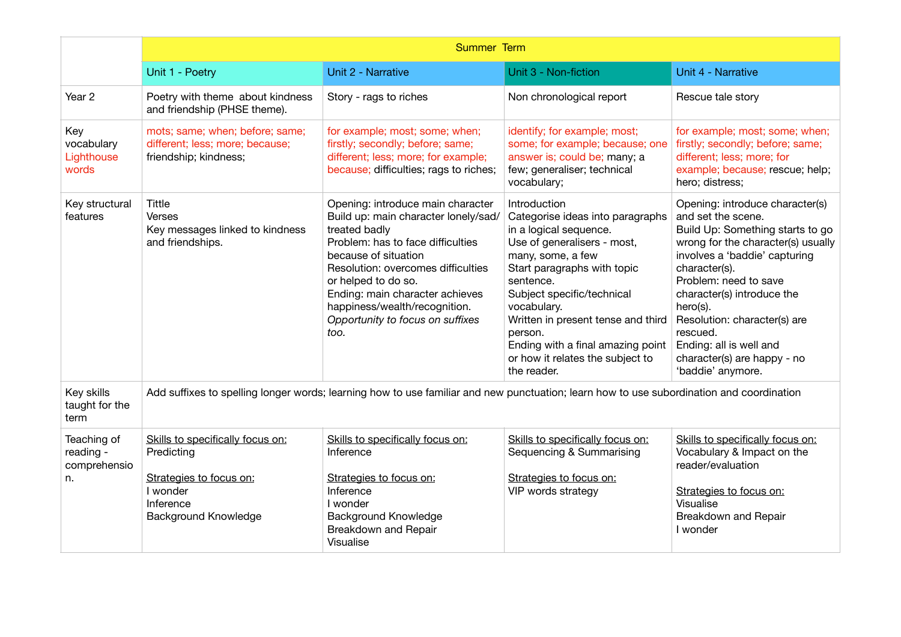| | Summer Term | | | |
|---|---|---|---|---|
| | Unit 1 - Poetry | Unit 2 - Narrative | Unit 3 - Non-fiction | Unit 4 - Narrative |
| Year 2 | Poetry with theme about kindness and friendship (PHSE theme). | Story - rags to riches | Non chronological report | Rescue tale story |
| Key vocabulary Lighthouse words | mots; same; when; before; same; different; less; more; because; friendship; kindness; | for example; most; some; when; firstly; secondly; before; same; different; less; more; for example; because; difficulties; rags to riches; | identify; for example; most; some; for example; because; one answer is; could be; many; a few; generaliser; technical vocabulary; | for example; most; some; when; firstly; secondly; before; same; different; less; more; for example; because; rescue; help; hero; distress; |
| Key structural features | Tittle<br>Verses<br>Key messages linked to kindness and friendships. | Opening: introduce main character<br>Build up: main character lonely/sad/ treated badly<br>Problem: has to face difficulties because of situation<br>Resolution: overcomes difficulties or helped to do so.<br>Ending: main character achieves happiness/wealth/recognition.<br>*Opportunity to focus on suffixes too.* | Introduction<br>Categorise ideas into paragraphs in a logical sequence.<br>Use of generalisers - most, many, some, a few<br>Start paragraphs with topic sentence.<br>Subject specific/technical vocabulary.<br>Written in present tense and third person.<br>Ending with a final amazing point or how it relates the subject to the reader. | Opening: introduce character(s) and set the scene.<br>Build Up: Something starts to go wrong for the character(s) usually involves a 'baddie' capturing character(s).<br>Problem: need to save character(s) introduce the hero(s).<br>Resolution: character(s) are rescued.<br>Ending: all is well and character(s) are happy - no 'baddie' anymore. |
| Key skills taught for the term | Add suffixes to spelling longer words; learning how to use familiar and new punctuation; learn how to use subordination and coordination | | | |
| Teaching of reading - comprehension. | Skills to specifically focus on:<br>Predicting<br><br>Strategies to focus on:<br>I wonder<br>Inference<br>Background Knowledge | Skills to specifically focus on:<br>Inference<br><br>Strategies to focus on:<br>Inference<br>I wonder<br>Background Knowledge<br>Breakdown and Repair<br>Visualise | Skills to specifically focus on:<br>Sequencing & Summarising<br><br>Strategies to focus on:<br>VIP words strategy | Skills to specifically focus on:<br>Vocabulary & Impact on the reader/evaluation<br><br>Strategies to focus on:<br>Visualise<br>Breakdown and Repair<br>I wonder |